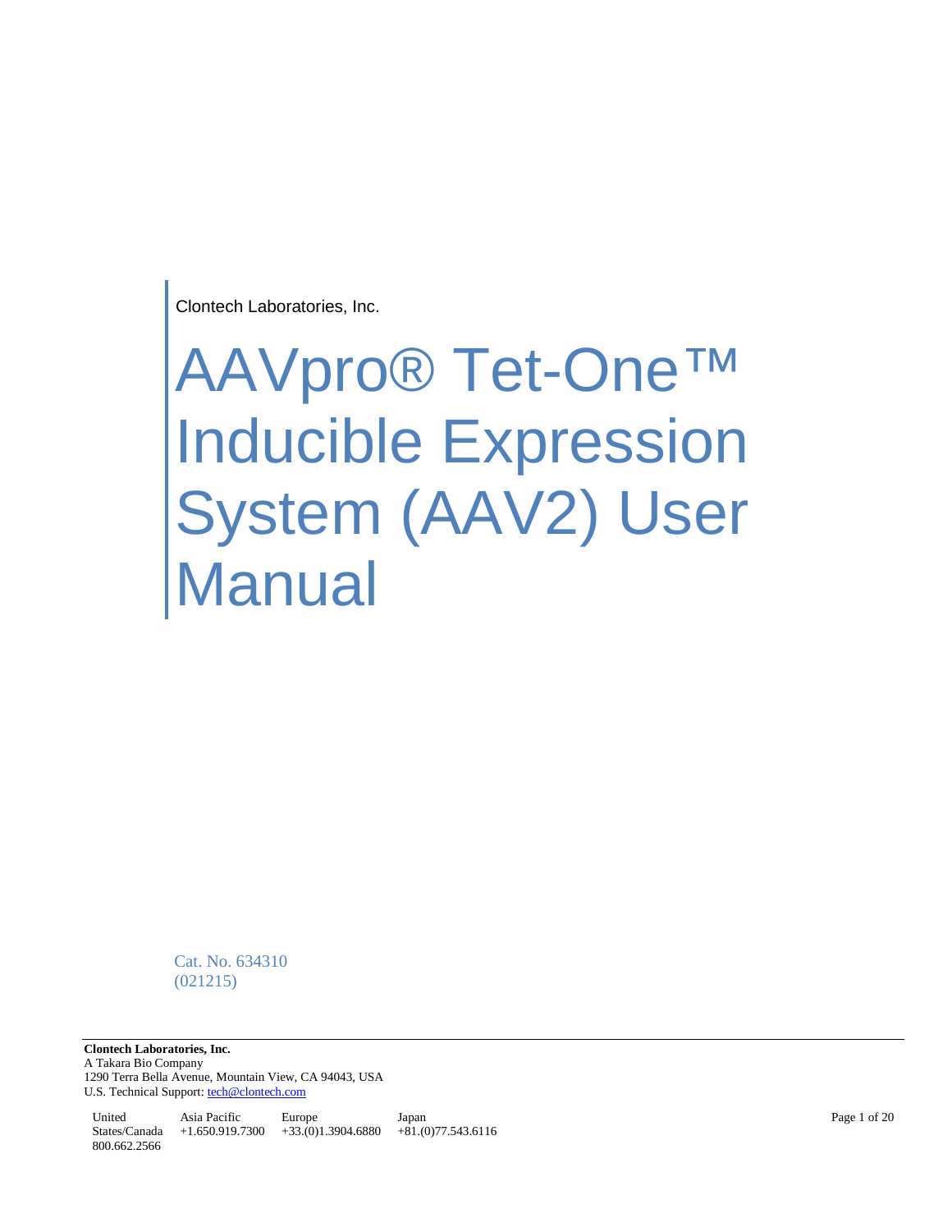Clontech Laboratories, Inc.

# AAVpro® Tet-One™ Inducible Expression System (AAV2) User Manual

Cat. No. 634310
(021215)

**Clontech Laboratories, Inc.**
A Takara Bio Company
1290 Terra Bella Avenue, Mountain View, CA 94043, USA
U.S. Technical Support: tech@clontech.com

| United States/Canada | Asia Pacific | Europe | Japan |
|---|---|---|---|
| 800.662.2566 | +1.650.919.7300 | +33.(0)1.3904.6880 | +81.(0)77.543.6116 |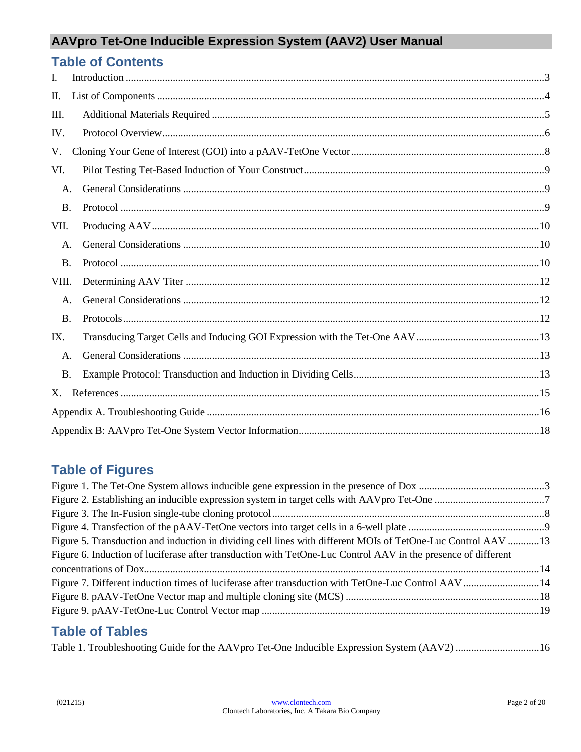# Table of Contents

I. Introduction ............................................................................................................................................3

II. List of Components ..................................................................................................................................4

III. Additional Materials Required .............................................................................................................5

IV. Protocol Overview.....................................................................................................................................6

V. Cloning Your Gene of Interest (GOI) into a pAAV-TetOne Vector .........................................................8

VI. Pilot Testing Tet-Based Induction of Your Construct ............................................................................9

  A. General Considerations .......................................................................................................................9

  B. Protocol ...............................................................................................................................................9

VII. Producing AAV .....................................................................................................................................10

  A. General Considerations .......................................................................................................................10

  B. Protocol ...............................................................................................................................................10

VIII. Determining AAV Titer ......................................................................................................................12

  A. General Considerations .......................................................................................................................12

  B. Protocols..............................................................................................................................................12

IX. Transducing Target Cells and Inducing GOI Expression with the Tet-One AAV ...................................13

  A. General Considerations .......................................................................................................................13

  B. Example Protocol: Transduction and Induction in Dividing Cells.......................................................13

X. References ...............................................................................................................................................15

Appendix A. Troubleshooting Guide ...........................................................................................................16

Appendix B: AAVpro Tet-One System Vector Information..........................................................................18

# Table of Figures

Figure 1. The Tet-One System allows inducible gene expression in the presence of Dox ..............................3

Figure 2. Establishing an inducible expression system in target cells with AAVpro Tet-One .........................7

Figure 3. The In-Fusion single-tube cloning protocol.......................................................................................8

Figure 4. Transfection of the pAAV-TetOne vectors into target cells in a 6-well plate ....................................9

Figure 5. Transduction and induction in dividing cell lines with different MOIs of TetOne-Luc Control AAV ............13

Figure 6. Induction of luciferase after transduction with TetOne-Luc Control AAV in the presence of different concentrations of Dox.....................................................................................................................................14

Figure 7. Different induction times of luciferase after transduction with TetOne-Luc Control AAV .............14

Figure 8. pAAV-TetOne Vector map and multiple cloning site (MCS) ..........................................................18

Figure 9. pAAV-TetOne-Luc Control Vector map .........................................................................................19

# Table of Tables

Table 1. Troubleshooting Guide for the AAVpro Tet-One Inducible Expression System (AAV2) ................16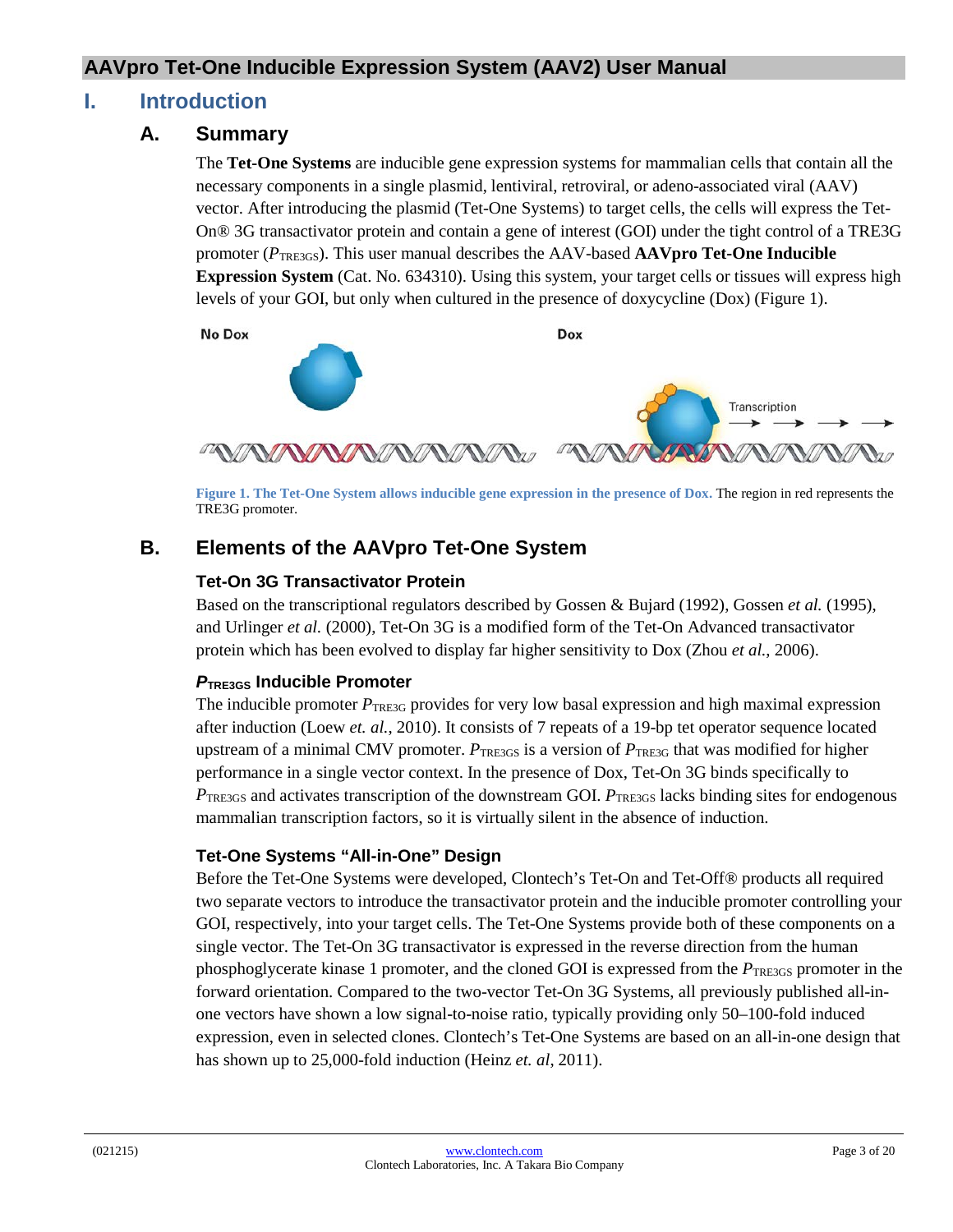## AAVpro Tet-One Inducible Expression System (AAV2) User Manual

# I. Introduction

## A. Summary

The **Tet-One Systems** are inducible gene expression systems for mammalian cells that contain all the necessary components in a single plasmid, lentiviral, retroviral, or adeno-associated viral (AAV) vector. After introducing the plasmid (Tet-One Systems) to target cells, the cells will express the Tet-On® 3G transactivator protein and contain a gene of interest (GOI) under the tight control of a TRE3G promoter ($P_{TRE3GS}$). This user manual describes the AAV-based **AAVpro Tet-One Inducible Expression System** (Cat. No. 634310). Using this system, your target cells or tissues will express high levels of your GOI, but only when cultured in the presence of doxycycline (Dox) (Figure 1).

**Figure 1. The Tet-One System allows inducible gene expression in the presence of Dox.** The region in red represents the TRE3G promoter.

## B. Elements of the AAVpro Tet-One System

### Tet-On 3G Transactivator Protein

Based on the transcriptional regulators described by Gossen & Bujard (1992), Gossen *et al.* (1995), and Urlinger *et al.* (2000), Tet-On 3G is a modified form of the Tet-On Advanced transactivator protein which has been evolved to display far higher sensitivity to Dox (Zhou *et al.*, 2006).

### $P_{TRE3GS}$ Inducible Promoter

The inducible promoter $P_{TRE3G}$ provides for very low basal expression and high maximal expression after induction (Loew *et. al.*, 2010). It consists of 7 repeats of a 19-bp tet operator sequence located upstream of a minimal CMV promoter. $P_{TRE3GS}$ is a version of $P_{TRE3G}$ that was modified for higher performance in a single vector context. In the presence of Dox, Tet-On 3G binds specifically to $P_{TRE3GS}$ and activates transcription of the downstream GOI. $P_{TRE3GS}$ lacks binding sites for endogenous mammalian transcription factors, so it is virtually silent in the absence of induction.

### Tet-One Systems "All-in-One" Design

Before the Tet-One Systems were developed, Clontech's Tet-On and Tet-Off® products all required two separate vectors to introduce the transactivator protein and the inducible promoter controlling your GOI, respectively, into your target cells. The Tet-One Systems provide both of these components on a single vector. The Tet-On 3G transactivator is expressed in the reverse direction from the human phosphoglycerate kinase 1 promoter, and the cloned GOI is expressed from the $P_{TRE3GS}$ promoter in the forward orientation. Compared to the two-vector Tet-On 3G Systems, all previously published all-in-one vectors have shown a low signal-to-noise ratio, typically providing only 50–100-fold induced expression, even in selected clones. Clontech's Tet-One Systems are based on an all-in-one design that has shown up to 25,000-fold induction (Heinz *et. al*, 2011).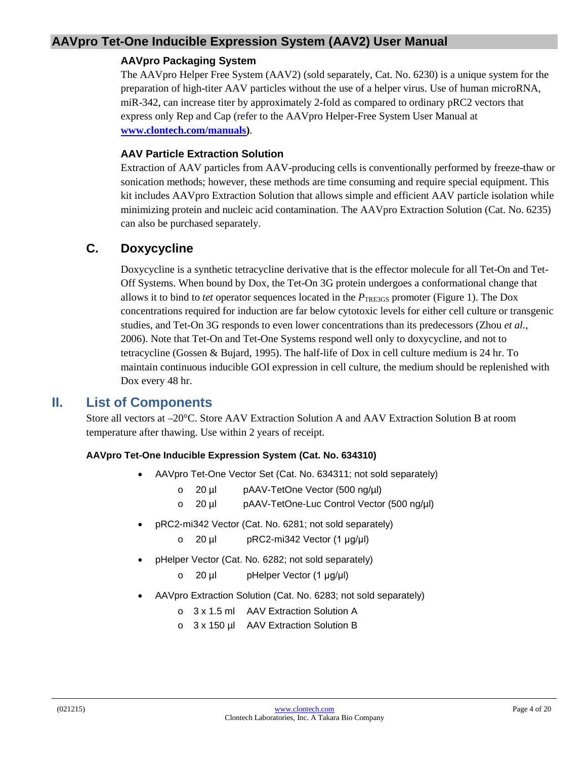### AAVpro Packaging System

The AAVpro Helper Free System (AAV2) (sold separately, Cat. No. 6230) is a unique system for the preparation of high-titer AAV particles without the use of a helper virus. Use of human microRNA, miR-342, can increase titer by approximately 2-fold as compared to ordinary pRC2 vectors that express only Rep and Cap (refer to the AAVpro Helper-Free System User Manual at **www.clontech.com/manuals**).

### AAV Particle Extraction Solution

Extraction of AAV particles from AAV-producing cells is conventionally performed by freeze-thaw or sonication methods; however, these methods are time consuming and require special equipment. This kit includes AAVpro Extraction Solution that allows simple and efficient AAV particle isolation while minimizing protein and nucleic acid contamination. The AAVpro Extraction Solution (Cat. No. 6235) can also be purchased separately.

## C. Doxycycline

Doxycycline is a synthetic tetracycline derivative that is the effector molecule for all Tet-On and Tet-Off Systems. When bound by Dox, the Tet-On 3G protein undergoes a conformational change that allows it to bind to *tet* operator sequences located in the $P_{TRE3GS}$ promoter (Figure 1). The Dox concentrations required for induction are far below cytotoxic levels for either cell culture or transgenic studies, and Tet-On 3G responds to even lower concentrations than its predecessors (Zhou *et al.*, 2006). Note that Tet-On and Tet-One Systems respond well only to doxycycline, and not to tetracycline (Gossen & Bujard, 1995). The half-life of Dox in cell culture medium is 24 hr. To maintain continuous inducible GOI expression in cell culture, the medium should be replenished with Dox every 48 hr.

# II. List of Components

Store all vectors at –20°C. Store AAV Extraction Solution A and AAV Extraction Solution B at room temperature after thawing. Use within 2 years of receipt.

**AAVpro Tet-One Inducible Expression System (Cat. No. 634310)**

- AAVpro Tet-One Vector Set (Cat. No. 634311; not sold separately)
  - 20 µl pAAV-TetOne Vector (500 ng/µl)
  - 20 µl pAAV-TetOne-Luc Control Vector (500 ng/µl)
- pRC2-mi342 Vector (Cat. No. 6281; not sold separately)
  - 20 µl pRC2-mi342 Vector (1 µg/µl)
- pHelper Vector (Cat. No. 6282; not sold separately)
  - 20 µl pHelper Vector (1 µg/µl)
- AAVpro Extraction Solution (Cat. No. 6283; not sold separately)
  - 3 x 1.5 ml AAV Extraction Solution A
  - 3 x 150 µl AAV Extraction Solution B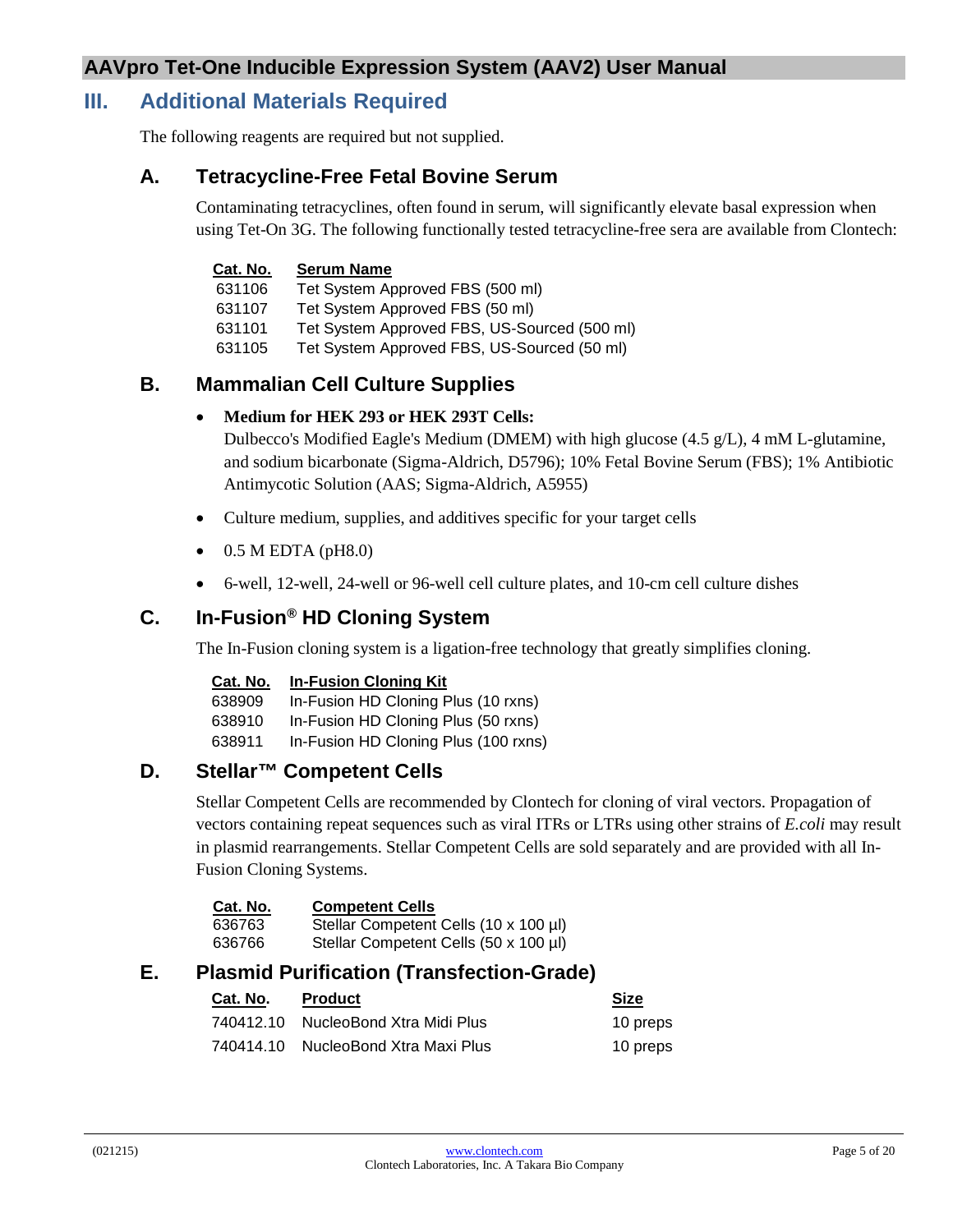## III. Additional Materials Required

The following reagents are required but not supplied.

### A. Tetracycline-Free Fetal Bovine Serum

Contaminating tetracyclines, often found in serum, will significantly elevate basal expression when using Tet-On 3G. The following functionally tested tetracycline-free sera are available from Clontech:

| Cat. No. | Serum Name |
|---|---|
| 631106 | Tet System Approved FBS (500 ml) |
| 631107 | Tet System Approved FBS (50 ml) |
| 631101 | Tet System Approved FBS, US-Sourced (500 ml) |
| 631105 | Tet System Approved FBS, US-Sourced (50 ml) |

### B. Mammalian Cell Culture Supplies

- **Medium for HEK 293 or HEK 293T Cells:**
  Dulbecco's Modified Eagle's Medium (DMEM) with high glucose (4.5 g/L), 4 mM L-glutamine, and sodium bicarbonate (Sigma-Aldrich, D5796); 10% Fetal Bovine Serum (FBS); 1% Antibiotic Antimycotic Solution (AAS; Sigma-Aldrich, A5955)
- Culture medium, supplies, and additives specific for your target cells
- 0.5 M EDTA (pH8.0)
- 6-well, 12-well, 24-well or 96-well cell culture plates, and 10-cm cell culture dishes

### C. In-Fusion® HD Cloning System

The In-Fusion cloning system is a ligation-free technology that greatly simplifies cloning.

| Cat. No. | In-Fusion Cloning Kit |
|---|---|
| 638909 | In-Fusion HD Cloning Plus (10 rxns) |
| 638910 | In-Fusion HD Cloning Plus (50 rxns) |
| 638911 | In-Fusion HD Cloning Plus (100 rxns) |

### D. Stellar™ Competent Cells

Stellar Competent Cells are recommended by Clontech for cloning of viral vectors. Propagation of vectors containing repeat sequences such as viral ITRs or LTRs using other strains of *E.coli* may result in plasmid rearrangements. Stellar Competent Cells are sold separately and are provided with all In-Fusion Cloning Systems.

| Cat. No. | Competent Cells |
|---|---|
| 636763 | Stellar Competent Cells (10 x 100 µl) |
| 636766 | Stellar Competent Cells (50 x 100 µl) |

### E. Plasmid Purification (Transfection-Grade)

| Cat. No. | Product | Size |
|---|---|---|
| 740412.10 | NucleoBond Xtra Midi Plus | 10 preps |
| 740414.10 | NucleoBond Xtra Maxi Plus | 10 preps |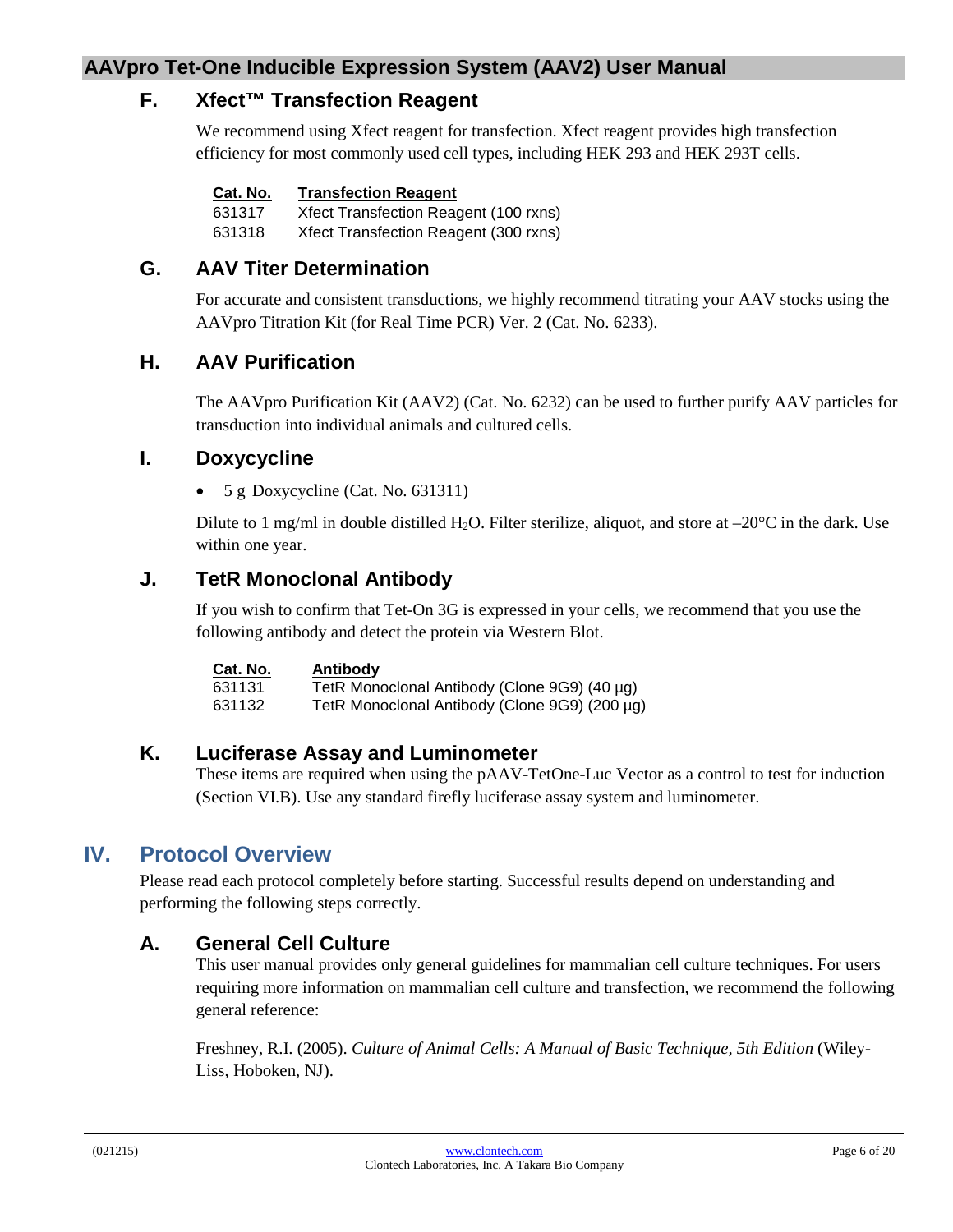### F. Xfect™ Transfection Reagent

We recommend using Xfect reagent for transfection. Xfect reagent provides high transfection efficiency for most commonly used cell types, including HEK 293 and HEK 293T cells.

| Cat. No. | Transfection Reagent |
|---|---|
| 631317 | Xfect Transfection Reagent (100 rxns) |
| 631318 | Xfect Transfection Reagent (300 rxns) |

### G. AAV Titer Determination

For accurate and consistent transductions, we highly recommend titrating your AAV stocks using the AAVpro Titration Kit (for Real Time PCR) Ver. 2 (Cat. No. 6233).

### H. AAV Purification

The AAVpro Purification Kit (AAV2) (Cat. No. 6232) can be used to further purify AAV particles for transduction into individual animals and cultured cells.

### I. Doxycycline

- 5 g Doxycycline (Cat. No. 631311)

Dilute to 1 mg/ml in double distilled $H_2O$. Filter sterilize, aliquot, and store at –20°C in the dark. Use within one year.

### J. TetR Monoclonal Antibody

If you wish to confirm that Tet-On 3G is expressed in your cells, we recommend that you use the following antibody and detect the protein via Western Blot.

| Cat. No. | Antibody |
|---|---|
| 631131 | TetR Monoclonal Antibody (Clone 9G9) (40 µg) |
| 631132 | TetR Monoclonal Antibody (Clone 9G9) (200 µg) |

### K. Luciferase Assay and Luminometer

These items are required when using the pAAV-TetOne-Luc Vector as a control to test for induction (Section VI.B). Use any standard firefly luciferase assay system and luminometer.

## IV. Protocol Overview

Please read each protocol completely before starting. Successful results depend on understanding and performing the following steps correctly.

### A. General Cell Culture

This user manual provides only general guidelines for mammalian cell culture techniques. For users requiring more information on mammalian cell culture and transfection, we recommend the following general reference:

Freshney, R.I. (2005). *Culture of Animal Cells: A Manual of Basic Technique, 5th Edition* (Wiley-Liss, Hoboken, NJ).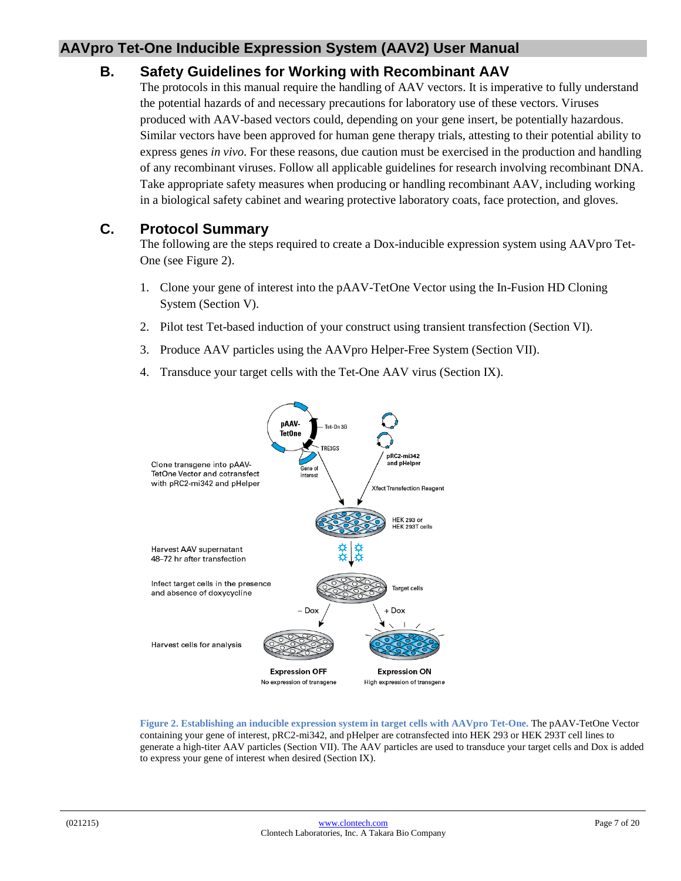## B. Safety Guidelines for Working with Recombinant AAV

The protocols in this manual require the handling of AAV vectors. It is imperative to fully understand the potential hazards of and necessary precautions for laboratory use of these vectors. Viruses produced with AAV-based vectors could, depending on your gene insert, be potentially hazardous. Similar vectors have been approved for human gene therapy trials, attesting to their potential ability to express genes *in vivo*. For these reasons, due caution must be exercised in the production and handling of any recombinant viruses. Follow all applicable guidelines for research involving recombinant DNA. Take appropriate safety measures when producing or handling recombinant AAV, including working in a biological safety cabinet and wearing protective laboratory coats, face protection, and gloves.

## C. Protocol Summary

The following are the steps required to create a Dox-inducible expression system using AAVpro Tet-One (see Figure 2).

1. Clone your gene of interest into the pAAV-TetOne Vector using the In-Fusion HD Cloning System (Section V).
2. Pilot test Tet-based induction of your construct using transient transfection (Section VI).
3. Produce AAV particles using the AAVpro Helper-Free System (Section VII).
4. Transduce your target cells with the Tet-One AAV virus (Section IX).

Clone transgene into pAAV-TetOne Vector and cotransfect with pRC2-mi342 and pHelper

Harvest AAV supernatant 48–72 hr after transfection

Infect target cells in the presence and absence of doxycycline

Harvest cells for analysis

**Figure 2. Establishing an inducible expression system in target cells with AAVpro Tet-One.** The pAAV-TetOne Vector containing your gene of interest, pRC2-mi342, and pHelper are cotransfected into HEK 293 or HEK 293T cell lines to generate a high-titer AAV particles (Section VII). The AAV particles are used to transduce your target cells and Dox is added to express your gene of interest when desired (Section IX).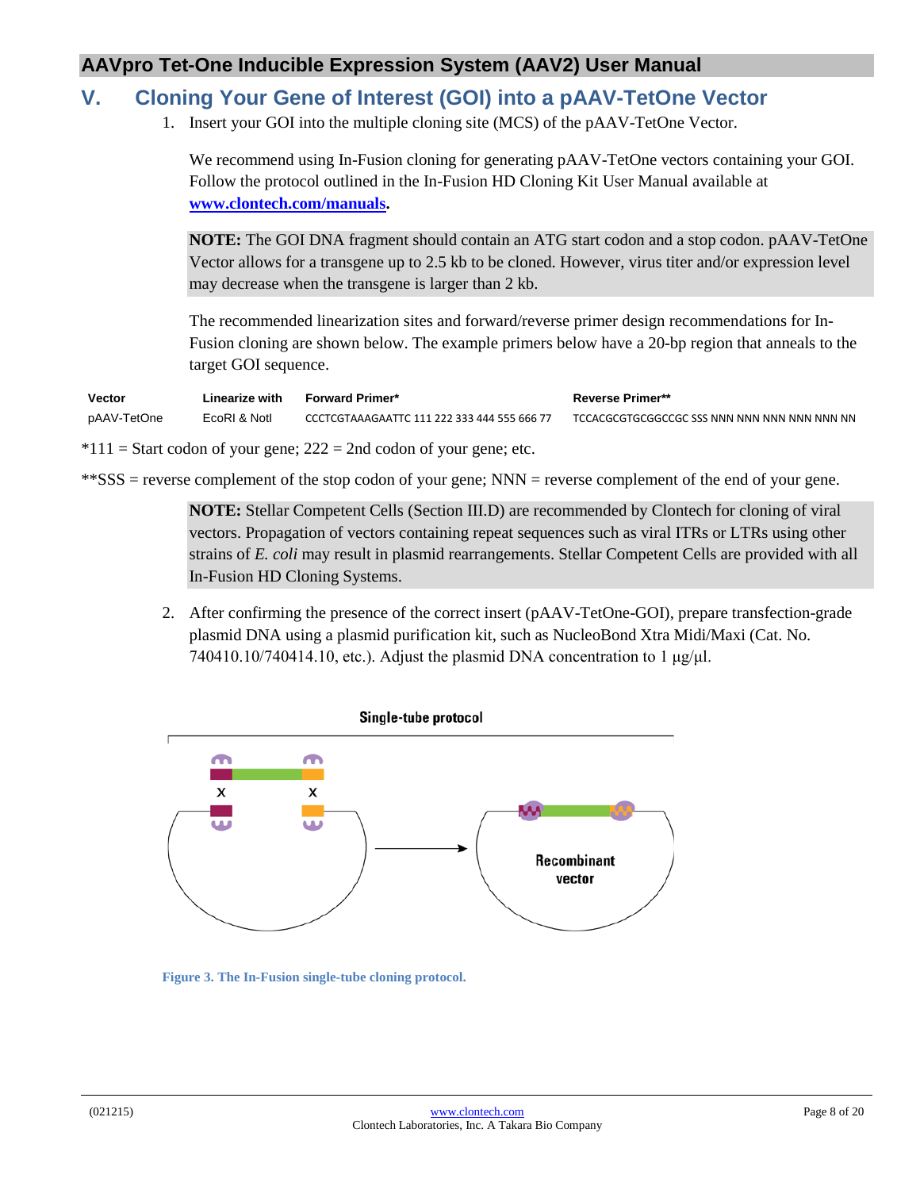## V. Cloning Your Gene of Interest (GOI) into a pAAV-TetOne Vector

1. Insert your GOI into the multiple cloning site (MCS) of the pAAV-TetOne Vector.

   We recommend using In-Fusion cloning for generating pAAV-TetOne vectors containing your GOI. Follow the protocol outlined in the In-Fusion HD Cloning Kit User Manual available at **www.clontech.com/manuals**.

   **NOTE:** The GOI DNA fragment should contain an ATG start codon and a stop codon. pAAV-TetOne Vector allows for a transgene up to 2.5 kb to be cloned. However, virus titer and/or expression level may decrease when the transgene is larger than 2 kb.

   The recommended linearization sites and forward/reverse primer design recommendations for In-Fusion cloning are shown below. The example primers below have a 20-bp region that anneals to the target GOI sequence.

| Vector | Linearize with | Forward Primer* | Reverse Primer** |
|---|---|---|---|
| pAAV-TetOne | EcoRI & NotI | CCCTCGTAAAGAATTC 111 222 333 444 555 666 77 | TCCACGCGTGCGGCCGC SSS NNN NNN NNN NNN NNN NN |

*111 = Start codon of your gene; 222 = 2nd codon of your gene; etc.

**SSS = reverse complement of the stop codon of your gene; NNN = reverse complement of the end of your gene.

   **NOTE:** Stellar Competent Cells (Section III.D) are recommended by Clontech for cloning of viral vectors. Propagation of vectors containing repeat sequences such as viral ITRs or LTRs using other strains of *E. coli* may result in plasmid rearrangements. Stellar Competent Cells are provided with all In-Fusion HD Cloning Systems.

2. After confirming the presence of the correct insert (pAAV-TetOne-GOI), prepare transfection-grade plasmid DNA using a plasmid purification kit, such as NucleoBond Xtra Midi/Maxi (Cat. No. 740410.10/740414.10, etc.). Adjust the plasmid DNA concentration to 1 µg/µl.

Single-tube protocol

Recombinant vector

**Figure 3. The In-Fusion single-tube cloning protocol.**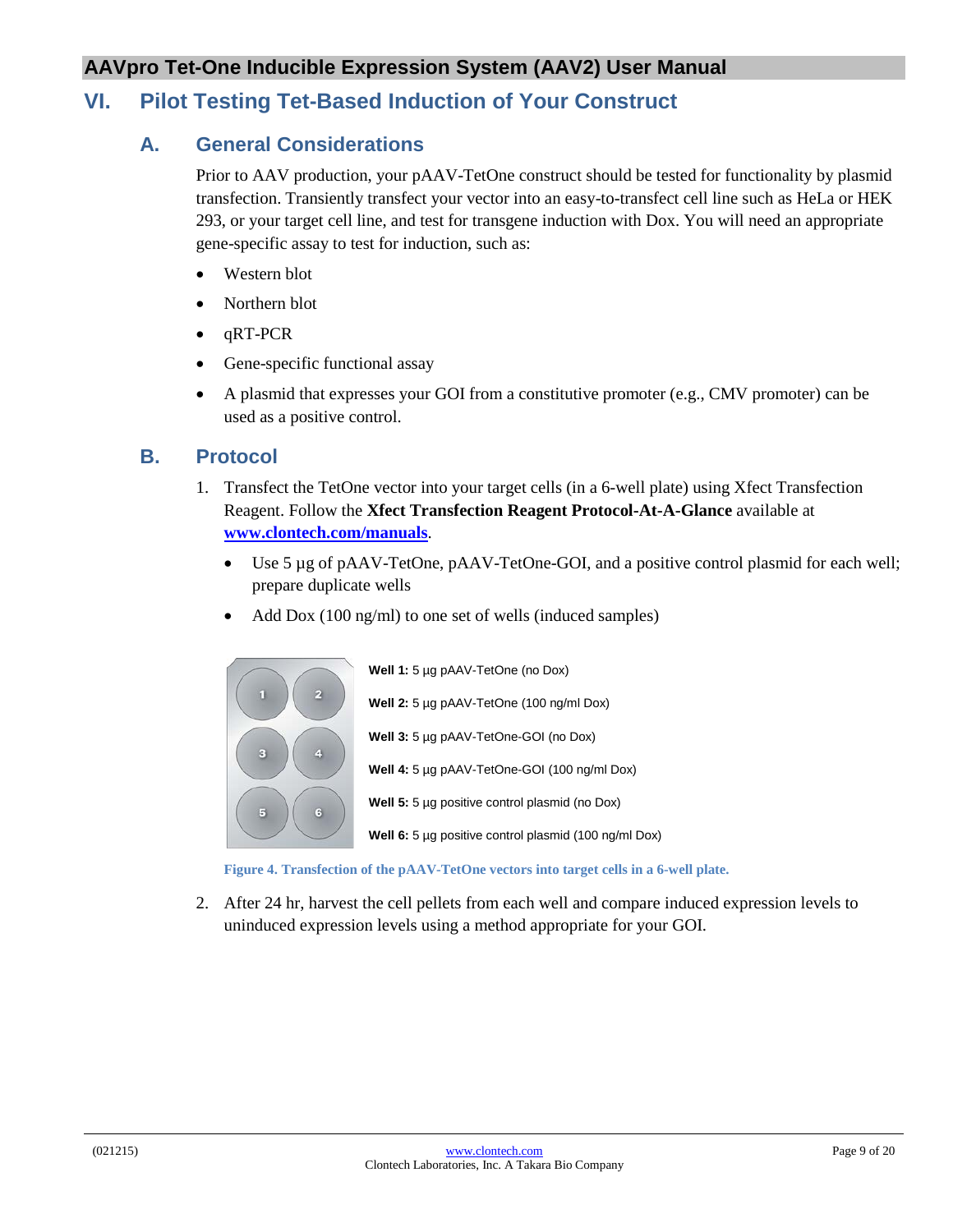## VI. Pilot Testing Tet-Based Induction of Your Construct

### A. General Considerations

Prior to AAV production, your pAAV-TetOne construct should be tested for functionality by plasmid transfection. Transiently transfect your vector into an easy-to-transfect cell line such as HeLa or HEK 293, or your target cell line, and test for transgene induction with Dox. You will need an appropriate gene-specific assay to test for induction, such as:

- Western blot
- Northern blot
- qRT-PCR
- Gene-specific functional assay
- A plasmid that expresses your GOI from a constitutive promoter (e.g., CMV promoter) can be used as a positive control.

### B. Protocol

1. Transfect the TetOne vector into your target cells (in a 6-well plate) using Xfect Transfection Reagent. Follow the **Xfect Transfection Reagent Protocol-At-A-Glance** available at [www.clontech.com/manuals](http://www.clontech.com/manuals).
   - Use 5 µg of pAAV-TetOne, pAAV-TetOne-GOI, and a positive control plasmid for each well; prepare duplicate wells
   - Add Dox (100 ng/ml) to one set of wells (induced samples)

**Well 1:** 5 µg pAAV-TetOne (no Dox)

**Well 2:** 5 µg pAAV-TetOne (100 ng/ml Dox)

**Well 3:** 5 µg pAAV-TetOne-GOI (no Dox)

**Well 4:** 5 µg pAAV-TetOne-GOI (100 ng/ml Dox)

**Well 5:** 5 µg positive control plasmid (no Dox)

**Well 6:** 5 µg positive control plasmid (100 ng/ml Dox)

**Figure 4. Transfection of the pAAV-TetOne vectors into target cells in a 6-well plate.**

2. After 24 hr, harvest the cell pellets from each well and compare induced expression levels to uninduced expression levels using a method appropriate for your GOI.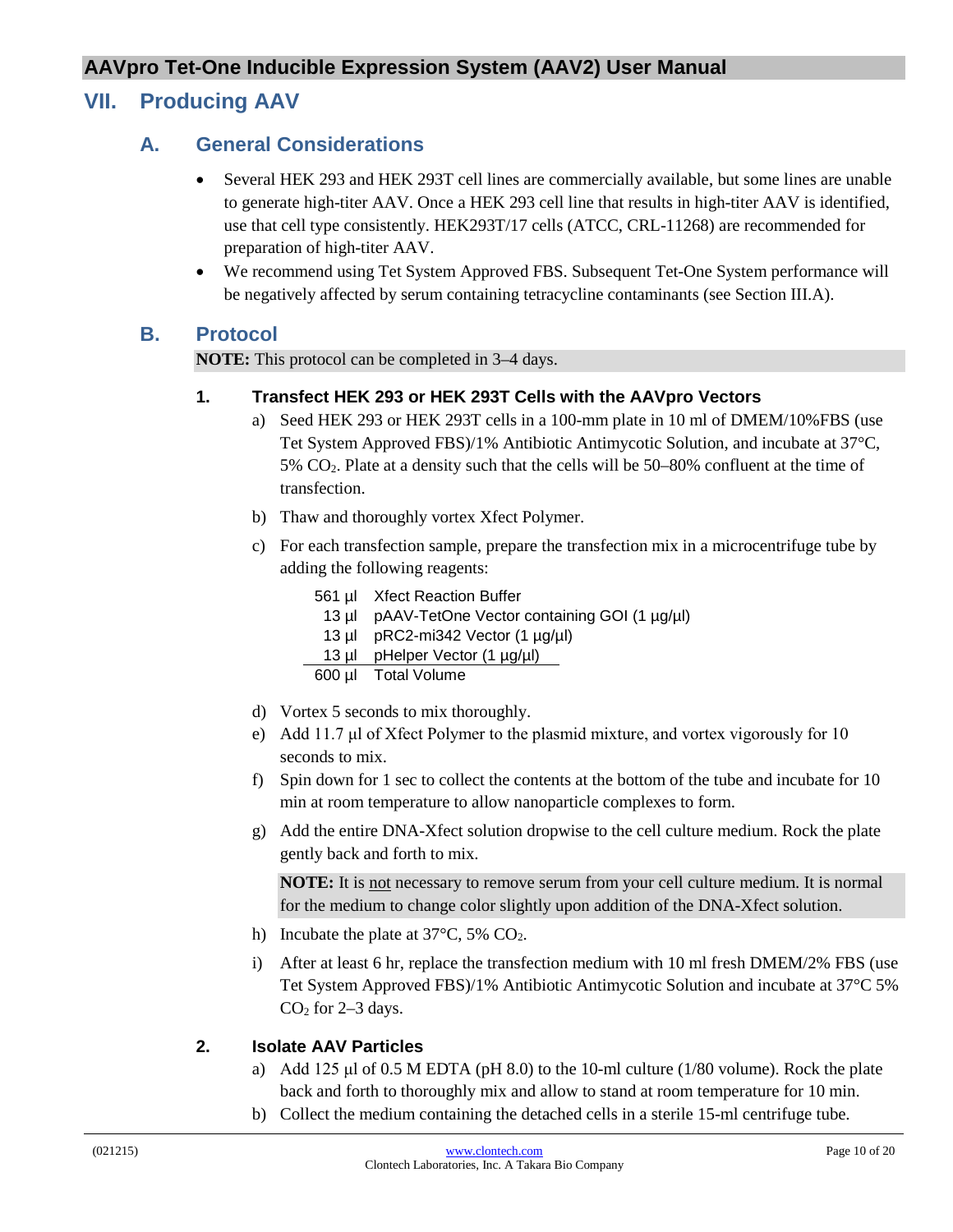# VII. Producing AAV

## A. General Considerations

- Several HEK 293 and HEK 293T cell lines are commercially available, but some lines are unable to generate high-titer AAV. Once a HEK 293 cell line that results in high-titer AAV is identified, use that cell type consistently. HEK293T/17 cells (ATCC, CRL-11268) are recommended for preparation of high-titer AAV.
- We recommend using Tet System Approved FBS. Subsequent Tet-One System performance will be negatively affected by serum containing tetracycline contaminants (see Section III.A).

## B. Protocol

**NOTE:** This protocol can be completed in 3–4 days.

### 1. Transfect HEK 293 or HEK 293T Cells with the AAVpro Vectors

a) Seed HEK 293 or HEK 293T cells in a 100-mm plate in 10 ml of DMEM/10%FBS (use Tet System Approved FBS)/1% Antibiotic Antimycotic Solution, and incubate at 37°C, 5% $CO_2$. Plate at a density such that the cells will be 50–80% confluent at the time of transfection.

b) Thaw and thoroughly vortex Xfect Polymer.

c) For each transfection sample, prepare the transfection mix in a microcentrifuge tube by adding the following reagents:

| Volume | Reagent |
|---|---|
| 561 µl | Xfect Reaction Buffer |
| 13 µl | pAAV-TetOne Vector containing GOI (1 µg/µl) |
| 13 µl | pRC2-mi342 Vector (1 µg/µl) |
| 13 µl | pHelper Vector (1 µg/µl) |
| 600 µl | Total Volume |

d) Vortex 5 seconds to mix thoroughly.

e) Add 11.7 µl of Xfect Polymer to the plasmid mixture, and vortex vigorously for 10 seconds to mix.

f) Spin down for 1 sec to collect the contents at the bottom of the tube and incubate for 10 min at room temperature to allow nanoparticle complexes to form.

g) Add the entire DNA-Xfect solution dropwise to the cell culture medium. Rock the plate gently back and forth to mix.

**NOTE:** It is not necessary to remove serum from your cell culture medium. It is normal for the medium to change color slightly upon addition of the DNA-Xfect solution.

h) Incubate the plate at 37°C, 5% $CO_2$.

i) After at least 6 hr, replace the transfection medium with 10 ml fresh DMEM/2% FBS (use Tet System Approved FBS)/1% Antibiotic Antimycotic Solution and incubate at 37°C 5% $CO_2$ for 2–3 days.

### 2. Isolate AAV Particles

a) Add 125 µl of 0.5 M EDTA (pH 8.0) to the 10-ml culture (1/80 volume). Rock the plate back and forth to thoroughly mix and allow to stand at room temperature for 10 min.

b) Collect the medium containing the detached cells in a sterile 15-ml centrifuge tube.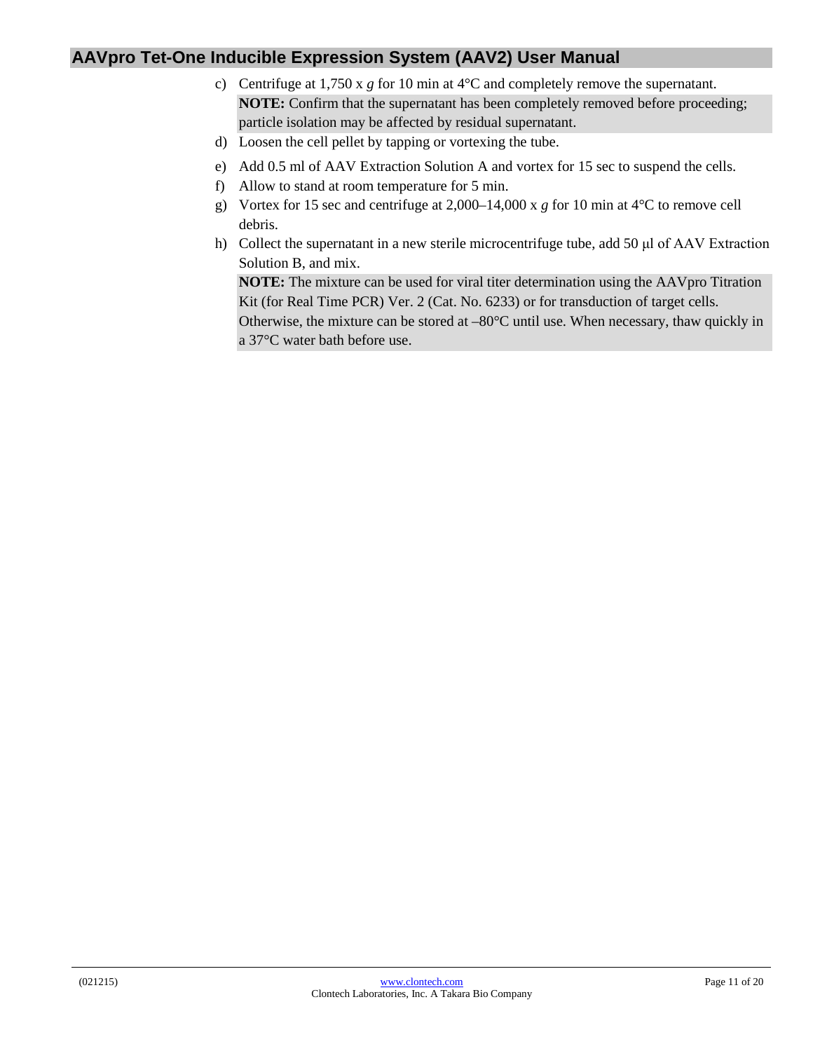c) Centrifuge at 1,750 x *g* for 10 min at 4°C and completely remove the supernatant.

   **NOTE:** Confirm that the supernatant has been completely removed before proceeding; particle isolation may be affected by residual supernatant.

d) Loosen the cell pellet by tapping or vortexing the tube.

e) Add 0.5 ml of AAV Extraction Solution A and vortex for 15 sec to suspend the cells.

f) Allow to stand at room temperature for 5 min.

g) Vortex for 15 sec and centrifuge at 2,000–14,000 x *g* for 10 min at 4°C to remove cell debris.

h) Collect the supernatant in a new sterile microcentrifuge tube, add 50 µl of AAV Extraction Solution B, and mix.

   **NOTE:** The mixture can be used for viral titer determination using the AAVpro Titration Kit (for Real Time PCR) Ver. 2 (Cat. No. 6233) or for transduction of target cells. Otherwise, the mixture can be stored at –80°C until use. When necessary, thaw quickly in a 37°C water bath before use.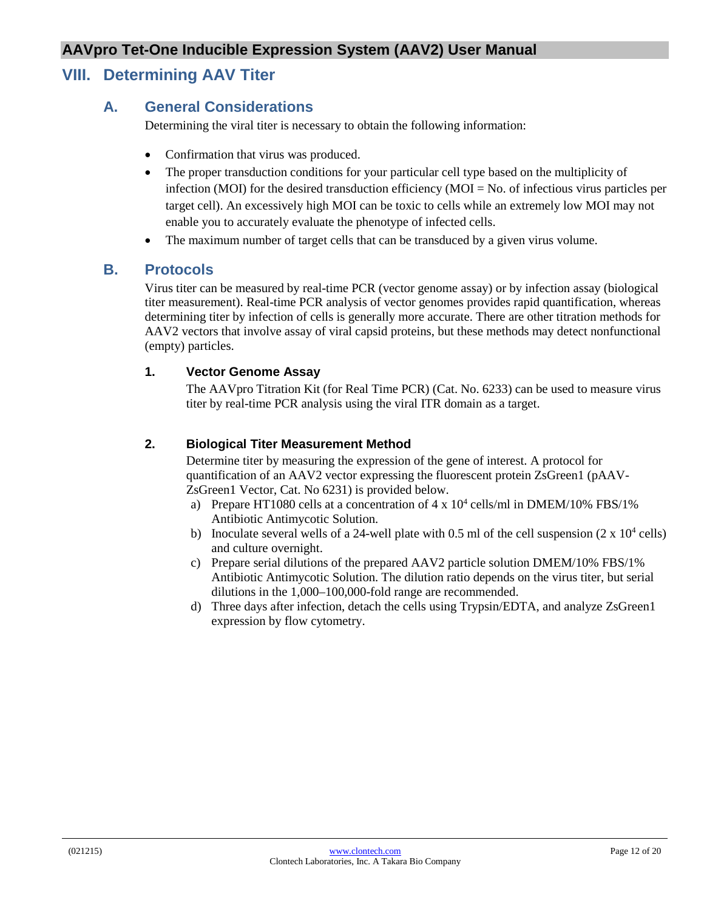## VIII. Determining AAV Titer

### A. General Considerations

Determining the viral titer is necessary to obtain the following information:

- Confirmation that virus was produced.
- The proper transduction conditions for your particular cell type based on the multiplicity of infection (MOI) for the desired transduction efficiency (MOI = No. of infectious virus particles per target cell). An excessively high MOI can be toxic to cells while an extremely low MOI may not enable you to accurately evaluate the phenotype of infected cells.
- The maximum number of target cells that can be transduced by a given virus volume.

### B. Protocols

Virus titer can be measured by real-time PCR (vector genome assay) or by infection assay (biological titer measurement). Real-time PCR analysis of vector genomes provides rapid quantification, whereas determining titer by infection of cells is generally more accurate. There are other titration methods for AAV2 vectors that involve assay of viral capsid proteins, but these methods may detect nonfunctional (empty) particles.

#### 1. Vector Genome Assay

The AAVpro Titration Kit (for Real Time PCR) (Cat. No. 6233) can be used to measure virus titer by real-time PCR analysis using the viral ITR domain as a target.

#### 2. Biological Titer Measurement Method

Determine titer by measuring the expression of the gene of interest. A protocol for quantification of an AAV2 vector expressing the fluorescent protein ZsGreen1 (pAAV-ZsGreen1 Vector, Cat. No 6231) is provided below.

a) Prepare HT1080 cells at a concentration of $4 \times 10^4$ cells/ml in DMEM/10% FBS/1% Antibiotic Antimycotic Solution.

b) Inoculate several wells of a 24-well plate with 0.5 ml of the cell suspension ($2 \times 10^4$ cells) and culture overnight.

c) Prepare serial dilutions of the prepared AAV2 particle solution DMEM/10% FBS/1% Antibiotic Antimycotic Solution. The dilution ratio depends on the virus titer, but serial dilutions in the 1,000–100,000-fold range are recommended.

d) Three days after infection, detach the cells using Trypsin/EDTA, and analyze ZsGreen1 expression by flow cytometry.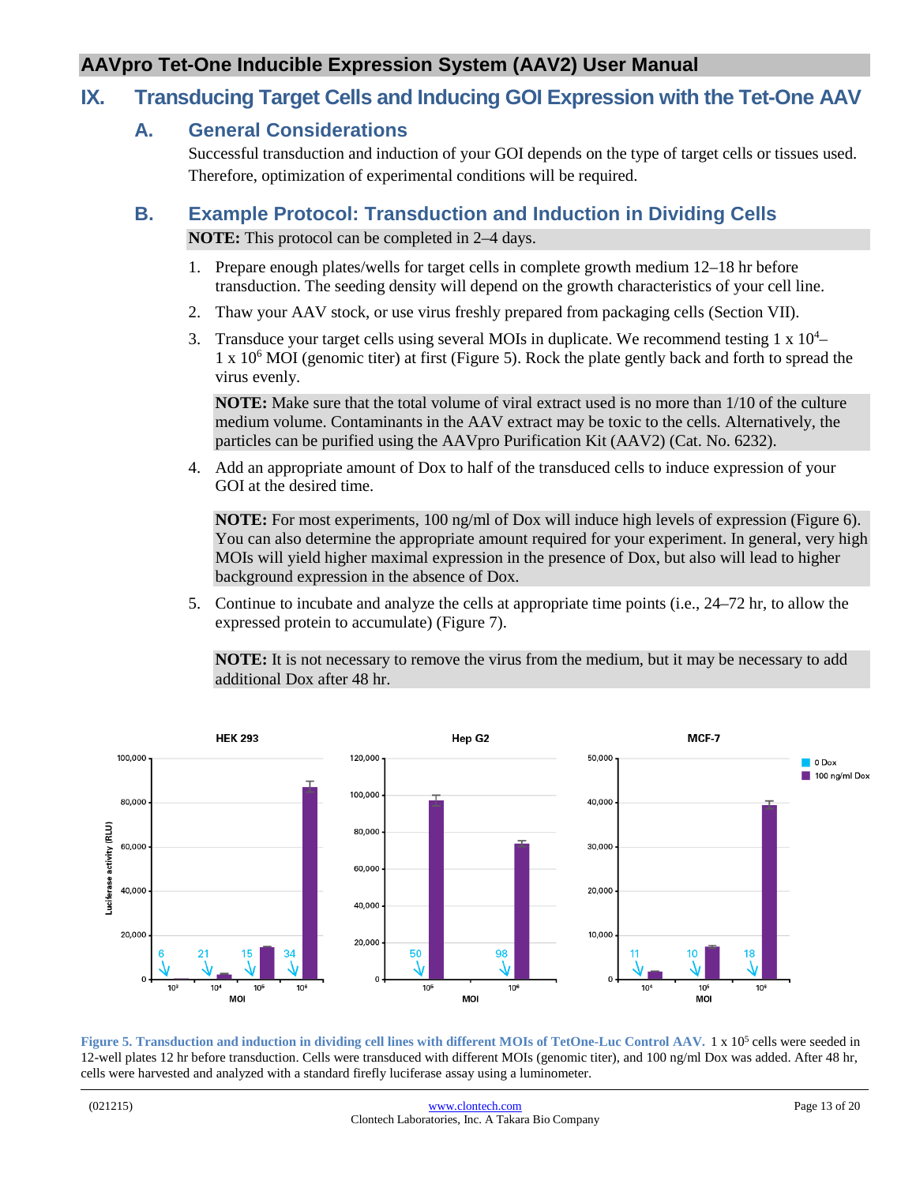# IX. Transducing Target Cells and Inducing GOI Expression with the Tet-One AAV

## A. General Considerations

Successful transduction and induction of your GOI depends on the type of target cells or tissues used. Therefore, optimization of experimental conditions will be required.

## B. Example Protocol: Transduction and Induction in Dividing Cells

**NOTE:** This protocol can be completed in 2–4 days.

1. Prepare enough plates/wells for target cells in complete growth medium 12–18 hr before transduction. The seeding density will depend on the growth characteristics of your cell line.
2. Thaw your AAV stock, or use virus freshly prepared from packaging cells (Section VII).
3. Transduce your target cells using several MOIs in duplicate. We recommend testing 1 x $10^4$–1 x $10^6$ MOI (genomic titer) at first (Figure 5). Rock the plate gently back and forth to spread the virus evenly.

   **NOTE:** Make sure that the total volume of viral extract used is no more than 1/10 of the culture medium volume. Contaminants in the AAV extract may be toxic to the cells. Alternatively, the particles can be purified using the AAVpro Purification Kit (AAV2) (Cat. No. 6232).

4. Add an appropriate amount of Dox to half of the transduced cells to induce expression of your GOI at the desired time.

   **NOTE:** For most experiments, 100 ng/ml of Dox will induce high levels of expression (Figure 6). You can also determine the appropriate amount required for your experiment. In general, very high MOIs will yield higher maximal expression in the presence of Dox, but also will lead to higher background expression in the absence of Dox.

5. Continue to incubate and analyze the cells at appropriate time points (i.e., 24–72 hr, to allow the expressed protein to accumulate) (Figure 7).

   **NOTE:** It is not necessary to remove the virus from the medium, but it may be necessary to add additional Dox after 48 hr.

**Figure 5. Transduction and induction in dividing cell lines with different MOIs of TetOne-Luc Control AAV.** 1 x $10^5$ cells were seeded in 12-well plates 12 hr before transduction. Cells were transduced with different MOIs (genomic titer), and 100 ng/ml Dox was added. After 48 hr, cells were harvested and analyzed with a standard firefly luciferase assay using a luminometer.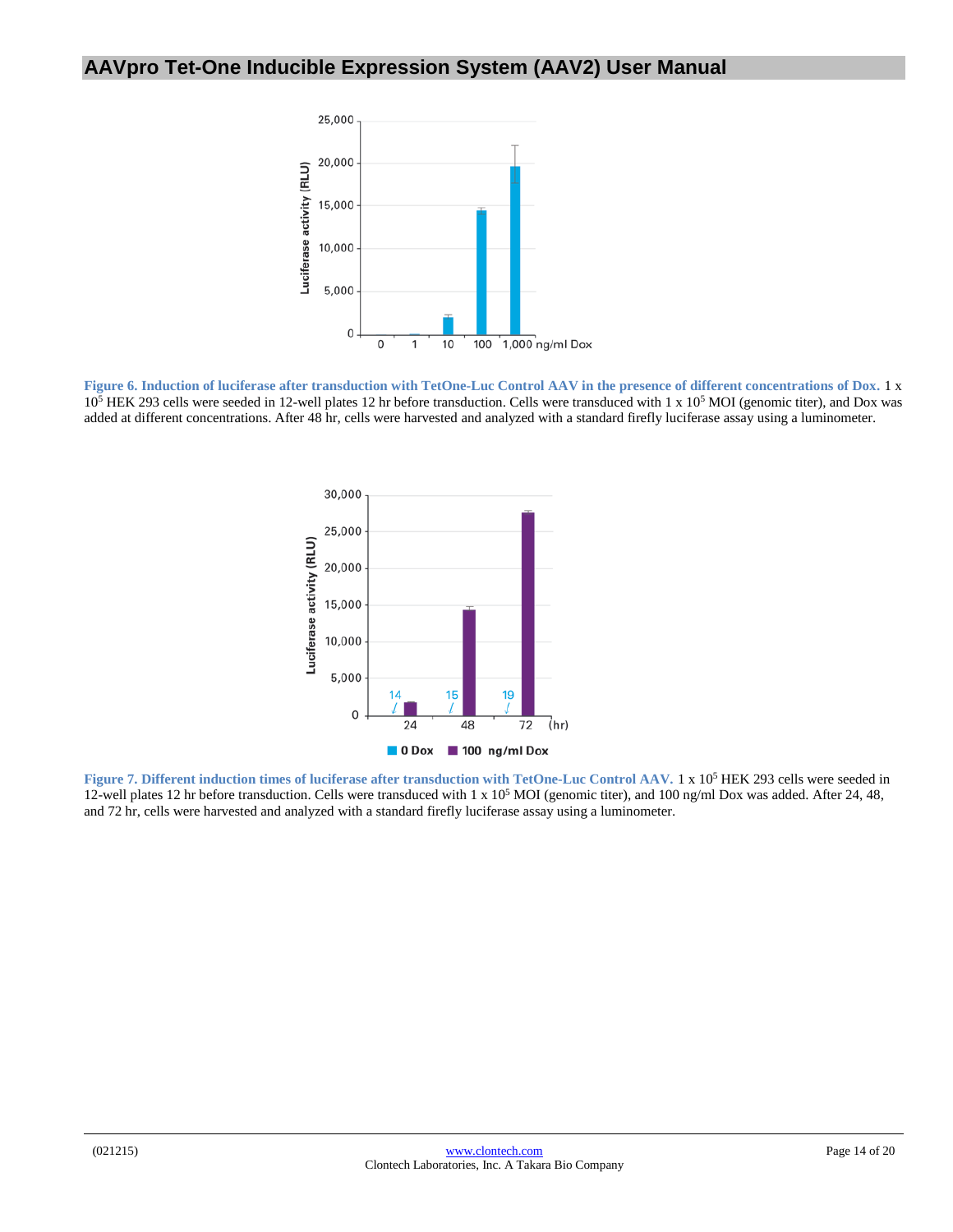**Figure 6. Induction of luciferase after transduction with TetOne-Luc Control AAV in the presence of different concentrations of Dox.** 1 x $10^5$ HEK 293 cells were seeded in 12-well plates 12 hr before transduction. Cells were transduced with 1 x $10^5$ MOI (genomic titer), and Dox was added at different concentrations. After 48 hr, cells were harvested and analyzed with a standard firefly luciferase assay using a luminometer.

**Figure 7. Different induction times of luciferase after transduction with TetOne-Luc Control AAV.** 1 x $10^5$ HEK 293 cells were seeded in 12-well plates 12 hr before transduction. Cells were transduced with 1 x $10^5$ MOI (genomic titer), and 100 ng/ml Dox was added. After 24, 48, and 72 hr, cells were harvested and analyzed with a standard firefly luciferase assay using a luminometer.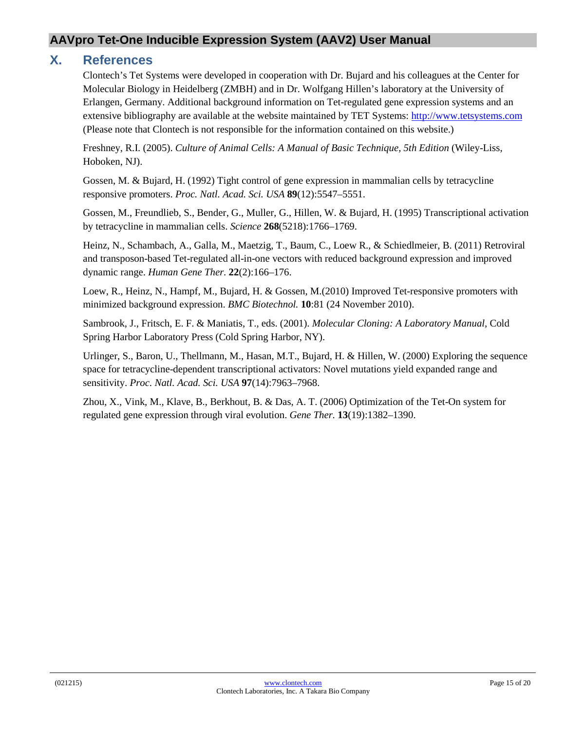## X. References

Clontech's Tet Systems were developed in cooperation with Dr. Bujard and his colleagues at the Center for Molecular Biology in Heidelberg (ZMBH) and in Dr. Wolfgang Hillen's laboratory at the University of Erlangen, Germany. Additional background information on Tet-regulated gene expression systems and an extensive bibliography are available at the website maintained by TET Systems: [http://www.tetsystems.com](http://www.tetsystems.com) (Please note that Clontech is not responsible for the information contained on this website.)

Freshney, R.I. (2005). *Culture of Animal Cells: A Manual of Basic Technique, 5th Edition* (Wiley-Liss, Hoboken, NJ).

Gossen, M. & Bujard, H. (1992) Tight control of gene expression in mammalian cells by tetracycline responsive promoters. *Proc. Natl. Acad. Sci. USA* **89**(12):5547–5551.

Gossen, M., Freundlieb, S., Bender, G., Muller, G., Hillen, W. & Bujard, H. (1995) Transcriptional activation by tetracycline in mammalian cells. *Science* **268**(5218):1766–1769.

Heinz, N., Schambach, A., Galla, M., Maetzig, T., Baum, C., Loew R., & Schiedlmeier, B. (2011) Retroviral and transposon-based Tet-regulated all-in-one vectors with reduced background expression and improved dynamic range. *Human Gene Ther.* **22**(2):166–176.

Loew, R., Heinz, N., Hampf, M., Bujard, H. & Gossen, M.(2010) Improved Tet-responsive promoters with minimized background expression. *BMC Biotechnol.* **10**:81 (24 November 2010).

Sambrook, J., Fritsch, E. F. & Maniatis, T., eds. (2001). *Molecular Cloning: A Laboratory Manual*, Cold Spring Harbor Laboratory Press (Cold Spring Harbor, NY).

Urlinger, S., Baron, U., Thellmann, M., Hasan, M.T., Bujard, H. & Hillen, W. (2000) Exploring the sequence space for tetracycline-dependent transcriptional activators: Novel mutations yield expanded range and sensitivity. *Proc. Natl. Acad. Sci. USA* **97**(14):7963–7968.

Zhou, X., Vink, M., Klave, B., Berkhout, B. & Das, A. T. (2006) Optimization of the Tet-On system for regulated gene expression through viral evolution. *Gene Ther.* **13**(19):1382–1390.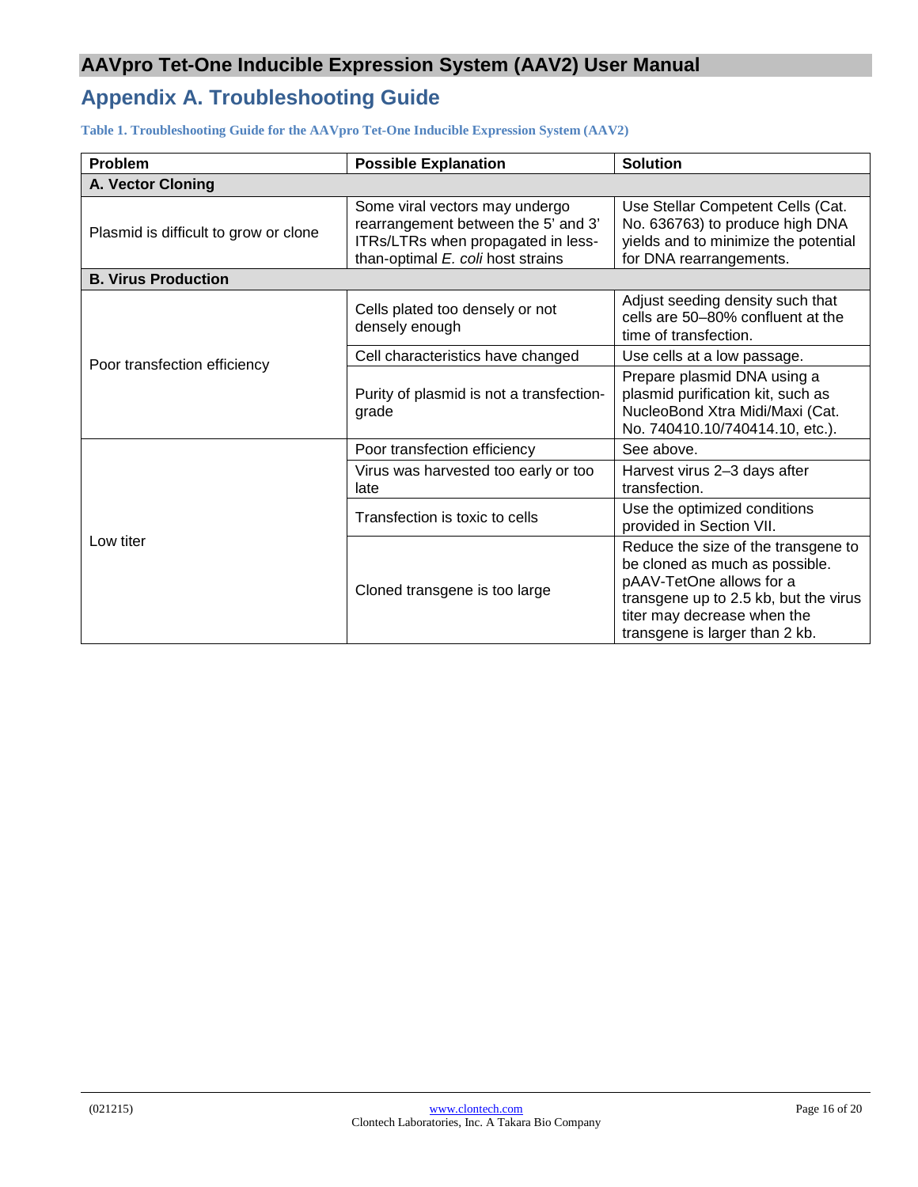## Appendix A. Troubleshooting Guide

**Table 1. Troubleshooting Guide for the AAVpro Tet-One Inducible Expression System (AAV2)**

| Problem | Possible Explanation | Solution |
| --- | --- | --- |
| **A. Vector Cloning** | | |
| Plasmid is difficult to grow or clone | Some viral vectors may undergo rearrangement between the 5' and 3' ITRs/LTRs when propagated in less-than-optimal *E. coli* host strains | Use Stellar Competent Cells (Cat. No. 636763) to produce high DNA yields and to minimize the potential for DNA rearrangements. |
| **B. Virus Production** | | |
| Poor transfection efficiency | Cells plated too densely or not densely enough | Adjust seeding density such that cells are 50–80% confluent at the time of transfection. |
| | Cell characteristics have changed | Use cells at a low passage. |
| | Purity of plasmid is not a transfection-grade | Prepare plasmid DNA using a plasmid purification kit, such as NucleoBond Xtra Midi/Maxi (Cat. No. 740410.10/740414.10, etc.). |
| Low titer | Poor transfection efficiency | See above. |
| | Virus was harvested too early or too late | Harvest virus 2–3 days after transfection. |
| | Transfection is toxic to cells | Use the optimized conditions provided in Section VII. |
| | Cloned transgene is too large | Reduce the size of the transgene to be cloned as much as possible. pAAV-TetOne allows for a transgene up to 2.5 kb, but the virus titer may decrease when the transgene is larger than 2 kb. |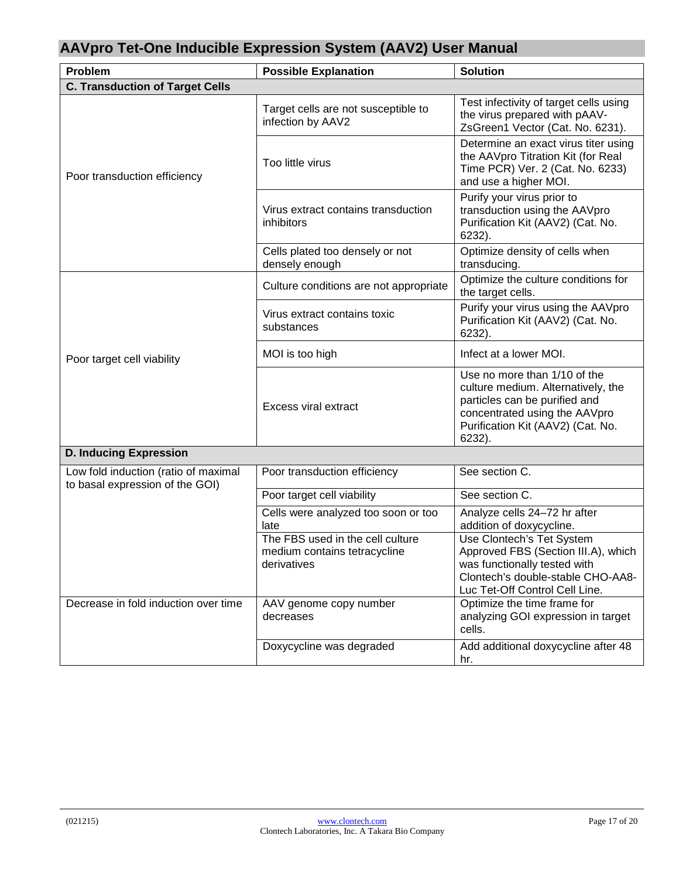| Problem | Possible Explanation | Solution |
|---|---|---|
| **C. Transduction of Target Cells** | | |
| Poor transduction efficiency | Target cells are not susceptible to infection by AAV2 | Test infectivity of target cells using the virus prepared with pAAV-ZsGreen1 Vector (Cat. No. 6231). |
| | Too little virus | Determine an exact virus titer using the AAVpro Titration Kit (for Real Time PCR) Ver. 2 (Cat. No. 6233) and use a higher MOI. |
| | Virus extract contains transduction inhibitors | Purify your virus prior to transduction using the AAVpro Purification Kit (AAV2) (Cat. No. 6232). |
| | Cells plated too densely or not densely enough | Optimize density of cells when transducing. |
| Poor target cell viability | Culture conditions are not appropriate | Optimize the culture conditions for the target cells. |
| | Virus extract contains toxic substances | Purify your virus using the AAVpro Purification Kit (AAV2) (Cat. No. 6232). |
| | MOI is too high | Infect at a lower MOI. |
| | Excess viral extract | Use no more than 1/10 of the culture medium. Alternatively, the particles can be purified and concentrated using the AAVpro Purification Kit (AAV2) (Cat. No. 6232). |
| **D. Inducing Expression** | | |
| Low fold induction (ratio of maximal to basal expression of the GOI) | Poor transduction efficiency | See section C. |
| | Poor target cell viability | See section C. |
| | Cells were analyzed too soon or too late | Analyze cells 24–72 hr after addition of doxycycline. |
| | The FBS used in the cell culture medium contains tetracycline derivatives | Use Clontech's Tet System Approved FBS (Section III.A), which was functionally tested with Clontech's double-stable CHO-AA8-Luc Tet-Off Control Cell Line. |
| Decrease in fold induction over time | AAV genome copy number decreases | Optimize the time frame for analyzing GOI expression in target cells. |
| | Doxycycline was degraded | Add additional doxycycline after 48 hr. |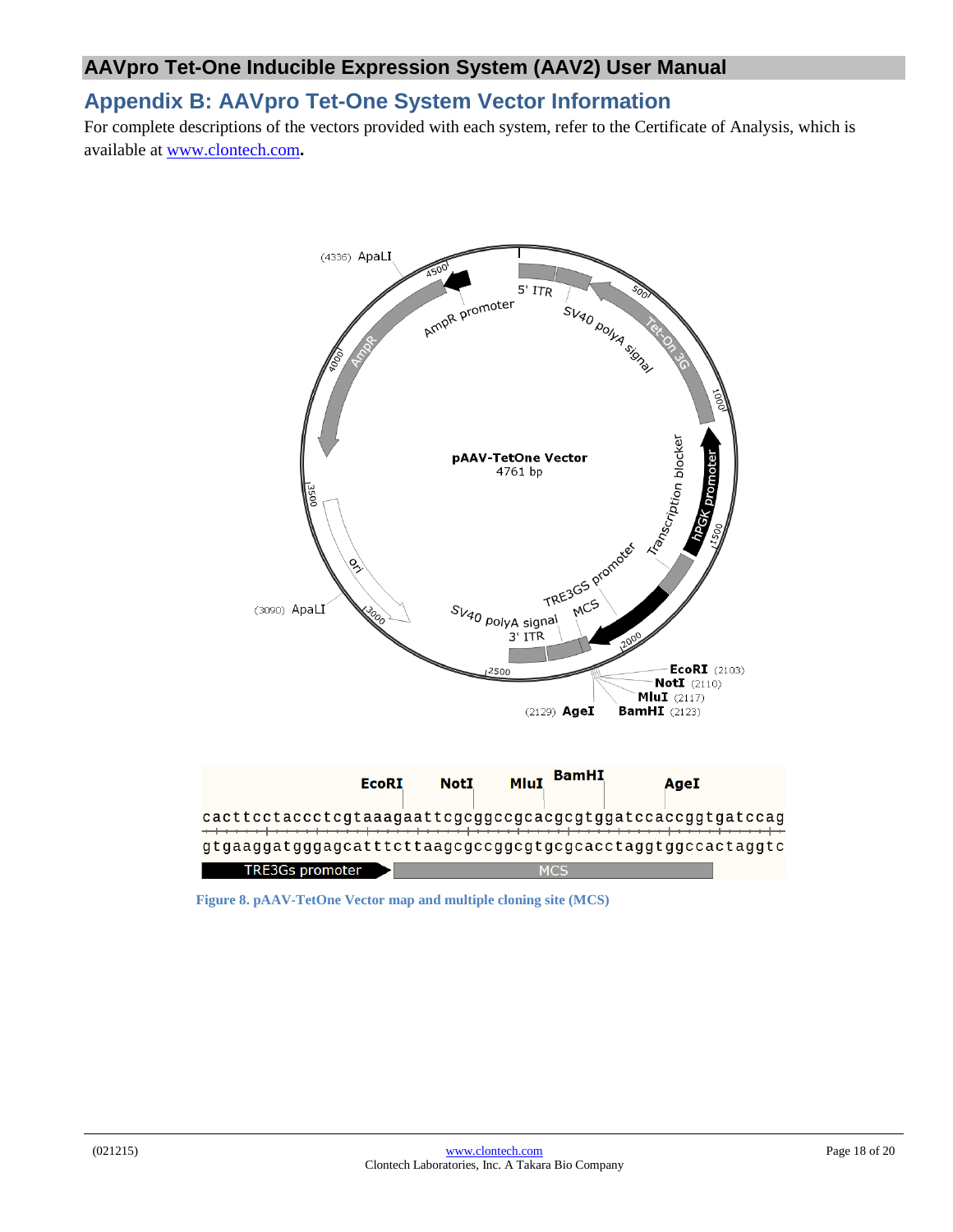# Appendix B: AAVpro Tet-One System Vector Information

For complete descriptions of the vectors provided with each system, refer to the Certificate of Analysis, which is available at www.clontech.com**.**

**Figure 8. pAAV-TetOne Vector map and multiple cloning site (MCS)**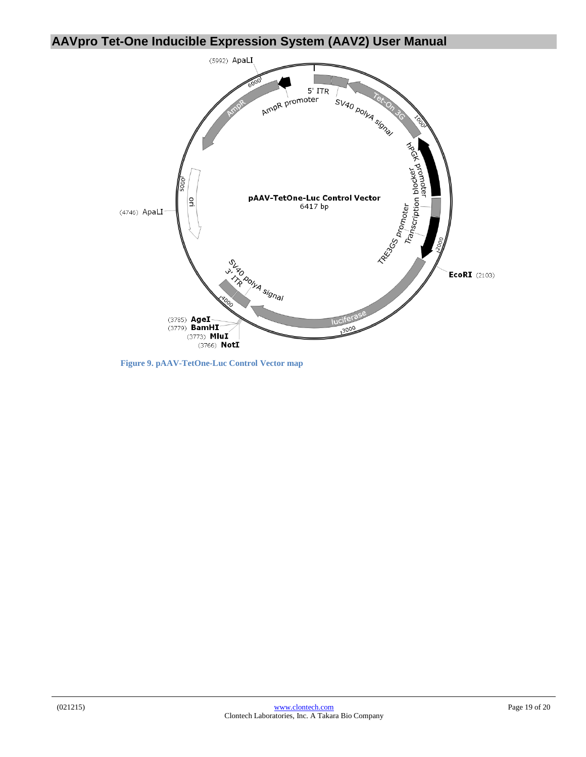Figure 9. pAAV-TetOne-Luc Control Vector map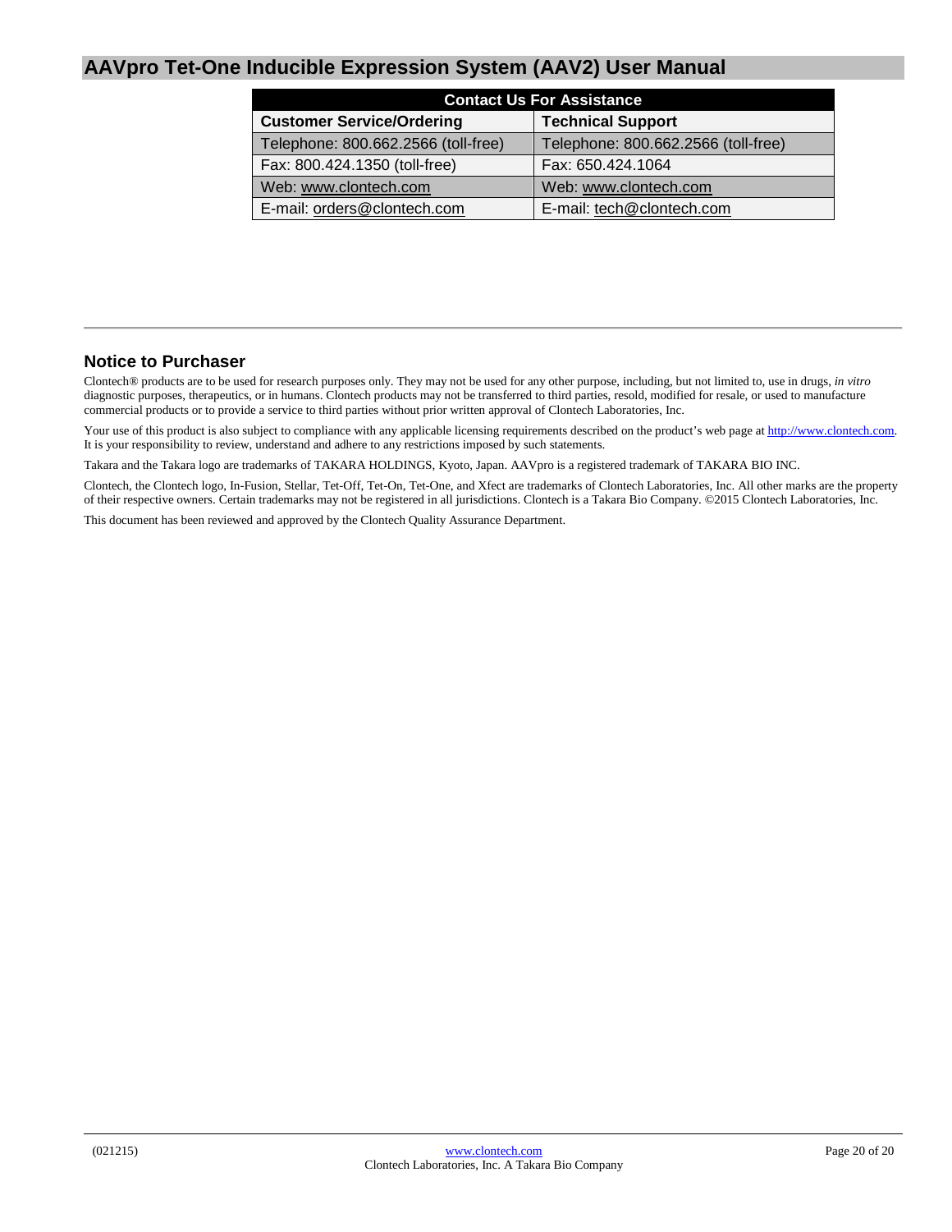| Contact Us For Assistance | |
|---|---|
| **Customer Service/Ordering** | **Technical Support** |
| Telephone: 800.662.2566 (toll-free) | Telephone: 800.662.2566 (toll-free) |
| Fax: 800.424.1350 (toll-free) | Fax: 650.424.1064 |
| Web: www.clontech.com | Web: www.clontech.com |
| E-mail: orders@clontech.com | E-mail: tech@clontech.com |

## Notice to Purchaser

Clontech® products are to be used for research purposes only. They may not be used for any other purpose, including, but not limited to, use in drugs, *in vitro* diagnostic purposes, therapeutics, or in humans. Clontech products may not be transferred to third parties, resold, modified for resale, or used to manufacture commercial products or to provide a service to third parties without prior written approval of Clontech Laboratories, Inc.

Your use of this product is also subject to compliance with any applicable licensing requirements described on the product's web page at http://www.clontech.com. It is your responsibility to review, understand and adhere to any restrictions imposed by such statements.

Takara and the Takara logo are trademarks of TAKARA HOLDINGS, Kyoto, Japan. AAVpro is a registered trademark of TAKARA BIO INC.

Clontech, the Clontech logo, In-Fusion, Stellar, Tet-Off, Tet-On, Tet-One, and Xfect are trademarks of Clontech Laboratories, Inc. All other marks are the property of their respective owners. Certain trademarks may not be registered in all jurisdictions. Clontech is a Takara Bio Company. ©2015 Clontech Laboratories, Inc.

This document has been reviewed and approved by the Clontech Quality Assurance Department.